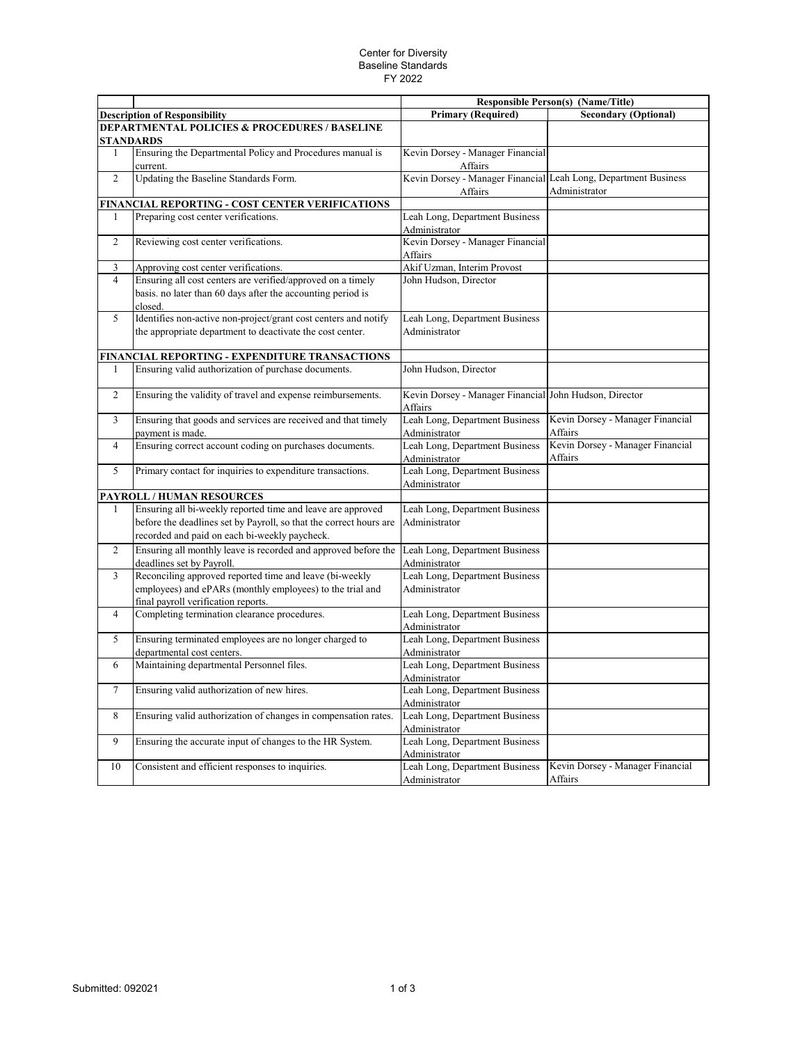Center for Diversity
Baseline Standards
FY 2022

| | | Responsible Person(s) (Name/Title) | |
|---|---|---|---|
| **Description of Responsibility** | | **Primary (Required)** | **Secondary (Optional)** |
| **DEPARTMENTAL POLICIES & PROCEDURES / BASELINE STANDARDS** | | | |
| 1 | Ensuring the Departmental Policy and Procedures manual is current. | Kevin Dorsey - Manager Financial Affairs | |
| 2 | Updating the Baseline Standards Form. | Kevin Dorsey - Manager Financial Affairs | Leah Long, Department Business Administrator |
| **FINANCIAL REPORTING - COST CENTER VERIFICATIONS** | | | |
| 1 | Preparing cost center verifications. | Leah Long, Department Business Administrator | |
| 2 | Reviewing cost center verifications. | Kevin Dorsey - Manager Financial Affairs | |
| 3 | Approving cost center verifications. | Akif Uzman, Interim Provost | |
| 4 | Ensuring all cost centers are verified/approved on a timely basis. no later than 60 days after the accounting period is closed. | John Hudson, Director | |
| 5 | Identifies non-active non-project/grant cost centers and notify the appropriate department to deactivate the cost center. | Leah Long, Department Business Administrator | |
| **FINANCIAL REPORTING - EXPENDITURE TRANSACTIONS** | | | |
| 1 | Ensuring valid authorization of purchase documents. | John Hudson, Director | |
| 2 | Ensuring the validity of travel and expense reimbursements. | Kevin Dorsey - Manager Financial Affairs | John Hudson, Director |
| 3 | Ensuring that goods and services are received and that timely payment is made. | Leah Long, Department Business Administrator | Kevin Dorsey - Manager Financial Affairs |
| 4 | Ensuring correct account coding on purchases documents. | Leah Long, Department Business Administrator | Kevin Dorsey - Manager Financial Affairs |
| 5 | Primary contact for inquiries to expenditure transactions. | Leah Long, Department Business Administrator | |
| **PAYROLL / HUMAN RESOURCES** | | | |
| 1 | Ensuring all bi-weekly reported time and leave are approved before the deadlines set by Payroll, so that the correct hours are recorded and paid on each bi-weekly paycheck. | Leah Long, Department Business Administrator | |
| 2 | Ensuring all monthly leave is recorded and approved before the deadlines set by Payroll. | Leah Long, Department Business Administrator | |
| 3 | Reconciling approved reported time and leave (bi-weekly employees) and ePARs (monthly employees) to the trial and final payroll verification reports. | Leah Long, Department Business Administrator | |
| 4 | Completing termination clearance procedures. | Leah Long, Department Business Administrator | |
| 5 | Ensuring terminated employees are no longer charged to departmental cost centers. | Leah Long, Department Business Administrator | |
| 6 | Maintaining departmental Personnel files. | Leah Long, Department Business Administrator | |
| 7 | Ensuring valid authorization of new hires. | Leah Long, Department Business Administrator | |
| 8 | Ensuring valid authorization of changes in compensation rates. | Leah Long, Department Business Administrator | |
| 9 | Ensuring the accurate input of changes to the HR System. | Leah Long, Department Business Administrator | |
| 10 | Consistent and efficient responses to inquiries. | Leah Long, Department Business Administrator | Kevin Dorsey - Manager Financial Affairs |

Submitted: 092021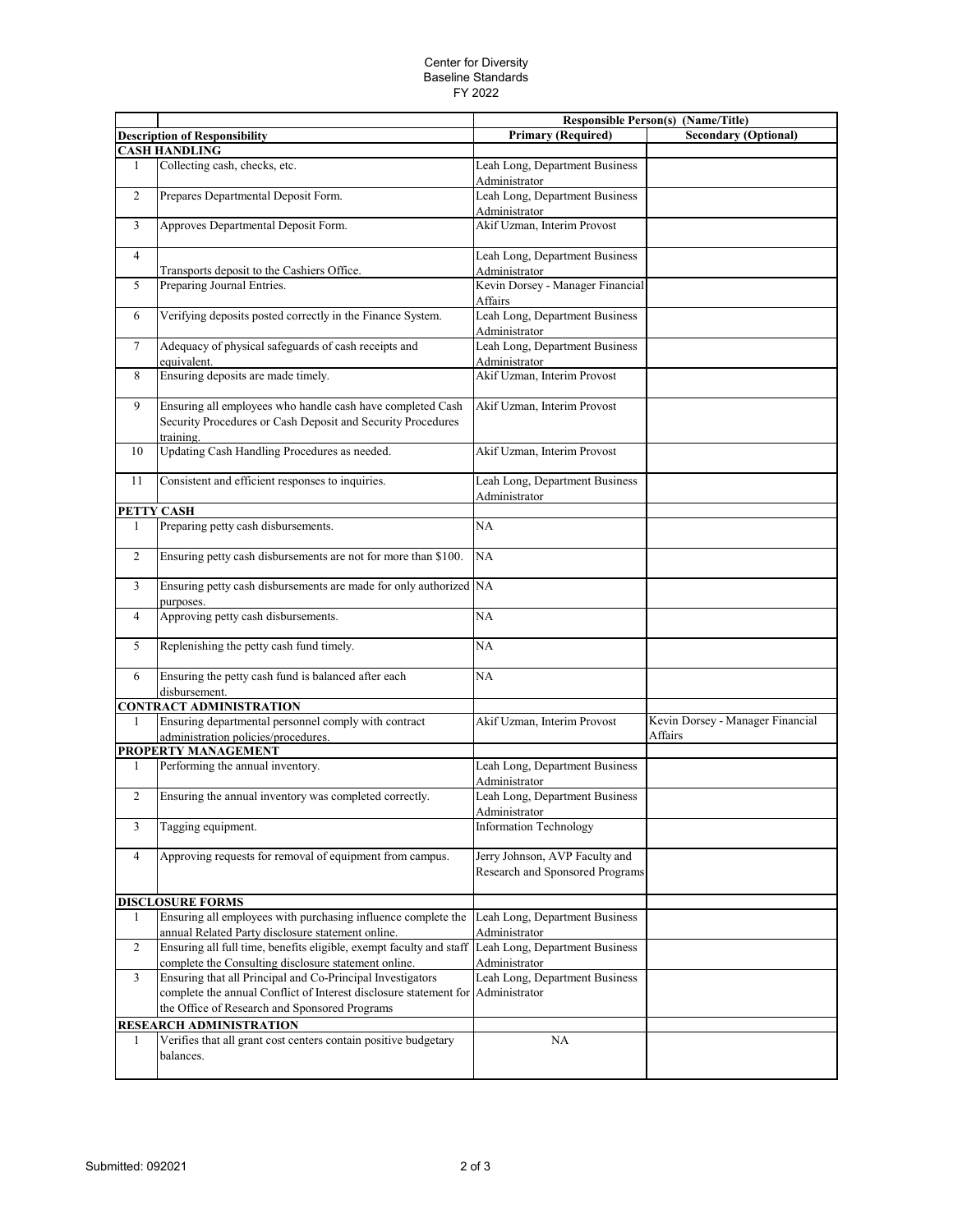# Center for Diversity
## Baseline Standards
### FY 2022

| | | Responsible Person(s) (Name/Title) | |
|---|---|---|---|
| | **Description of Responsibility** | **Primary (Required)** | **Secondary (Optional)** |
| **CASH HANDLING** | | | |
| 1 | Collecting cash, checks, etc. | Leah Long, Department Business Administrator | |
| 2 | Prepares Departmental Deposit Form. | Leah Long, Department Business Administrator | |
| 3 | Approves Departmental Deposit Form. | Akif Uzman, Interim Provost | |
| 4 | Transports deposit to the Cashiers Office. | Leah Long, Department Business Administrator | |
| 5 | Preparing Journal Entries. | Kevin Dorsey - Manager Financial Affairs | |
| 6 | Verifying deposits posted correctly in the Finance System. | Leah Long, Department Business Administrator | |
| 7 | Adequacy of physical safeguards of cash receipts and equivalent. | Leah Long, Department Business Administrator | |
| 8 | Ensuring deposits are made timely. | Akif Uzman, Interim Provost | |
| 9 | Ensuring all employees who handle cash have completed Cash Security Procedures or Cash Deposit and Security Procedures training. | Akif Uzman, Interim Provost | |
| 10 | Updating Cash Handling Procedures as needed. | Akif Uzman, Interim Provost | |
| 11 | Consistent and efficient responses to inquiries. | Leah Long, Department Business Administrator | |
| **PETTY CASH** | | | |
| 1 | Preparing petty cash disbursements. | NA | |
| 2 | Ensuring petty cash disbursements are not for more than $100. | NA | |
| 3 | Ensuring petty cash disbursements are made for only authorized purposes. | NA | |
| 4 | Approving petty cash disbursements. | NA | |
| 5 | Replenishing the petty cash fund timely. | NA | |
| 6 | Ensuring the petty cash fund is balanced after each disbursement. | NA | |
| **CONTRACT ADMINISTRATION** | | | |
| 1 | Ensuring departmental personnel comply with contract administration policies/procedures. | Akif Uzman, Interim Provost | Kevin Dorsey - Manager Financial Affairs |
| **PROPERTY MANAGEMENT** | | | |
| 1 | Performing the annual inventory. | Leah Long, Department Business Administrator | |
| 2 | Ensuring the annual inventory was completed correctly. | Leah Long, Department Business Administrator | |
| 3 | Tagging equipment. | Information Technology | |
| 4 | Approving requests for removal of equipment from campus. | Jerry Johnson, AVP Faculty and Research and Sponsored Programs | |
| **DISCLOSURE FORMS** | | | |
| 1 | Ensuring all employees with purchasing influence complete the annual Related Party disclosure statement online. | Leah Long, Department Business Administrator | |
| 2 | Ensuring all full time, benefits eligible, exempt faculty and staff complete the Consulting disclosure statement online. | Leah Long, Department Business Administrator | |
| 3 | Ensuring that all Principal and Co-Principal Investigators complete the annual Conflict of Interest disclosure statement for the Office of Research and Sponsored Programs | Leah Long, Department Business Administrator | |
| **RESEARCH ADMINISTRATION** | | | |
| 1 | Verifies that all grant cost centers contain positive budgetary balances. | NA | |

Submitted: 092021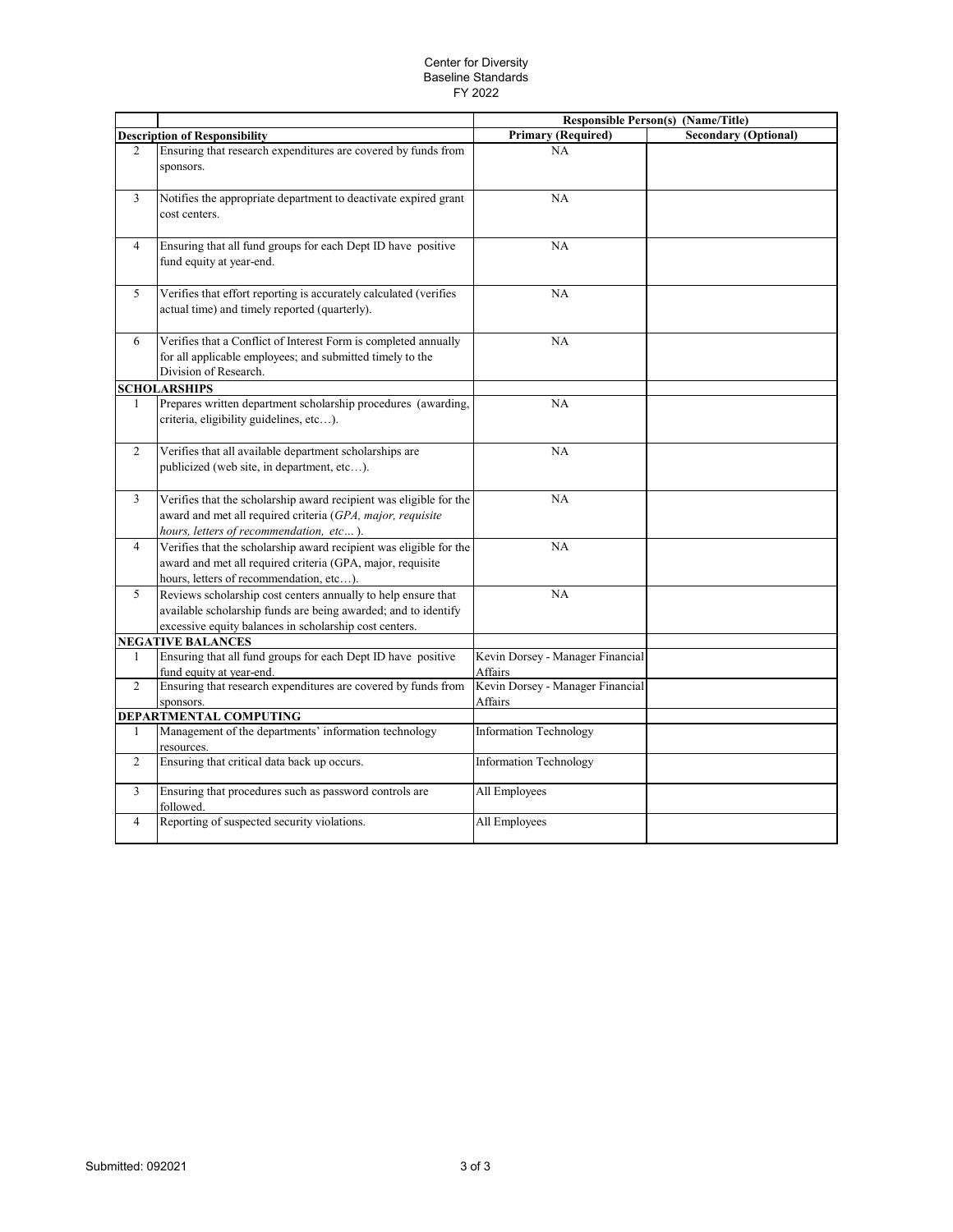Center for Diversity
Baseline Standards
FY 2022

| | | Responsible Person(s) (Name/Title) | |
|---|---|---|---|
| **Description of Responsibility** | | **Primary (Required)** | **Secondary (Optional)** |
| 2 | Ensuring that research expenditures are covered by funds from sponsors. | NA | |
| 3 | Notifies the appropriate department to deactivate expired grant cost centers. | NA | |
| 4 | Ensuring that all fund groups for each Dept ID have positive fund equity at year-end. | NA | |
| 5 | Verifies that effort reporting is accurately calculated (verifies actual time) and timely reported (quarterly). | NA | |
| 6 | Verifies that a Conflict of Interest Form is completed annually for all applicable employees; and submitted timely to the Division of Research. | NA | |
| **SCHOLARSHIPS** | | | |
| 1 | Prepares written department scholarship procedures (awarding, criteria, eligibility guidelines, etc…). | NA | |
| 2 | Verifies that all available department scholarships are publicized (web site, in department, etc…). | NA | |
| 3 | Verifies that the scholarship award recipient was eligible for the award and met all required criteria (*GPA, major, requisite hours, letters of recommendation, etc…* ). | NA | |
| 4 | Verifies that the scholarship award recipient was eligible for the award and met all required criteria (GPA, major, requisite hours, letters of recommendation, etc…). | NA | |
| 5 | Reviews scholarship cost centers annually to help ensure that available scholarship funds are being awarded; and to identify excessive equity balances in scholarship cost centers. | NA | |
| **NEGATIVE BALANCES** | | | |
| 1 | Ensuring that all fund groups for each Dept ID have positive fund equity at year-end. | Kevin Dorsey - Manager Financial Affairs | |
| 2 | Ensuring that research expenditures are covered by funds from sponsors. | Kevin Dorsey - Manager Financial Affairs | |
| **DEPARTMENTAL COMPUTING** | | | |
| 1 | Management of the departments' information technology resources. | Information Technology | |
| 2 | Ensuring that critical data back up occurs. | Information Technology | |
| 3 | Ensuring that procedures such as password controls are followed. | All Employees | |
| 4 | Reporting of suspected security violations. | All Employees | |

Submitted: 092021